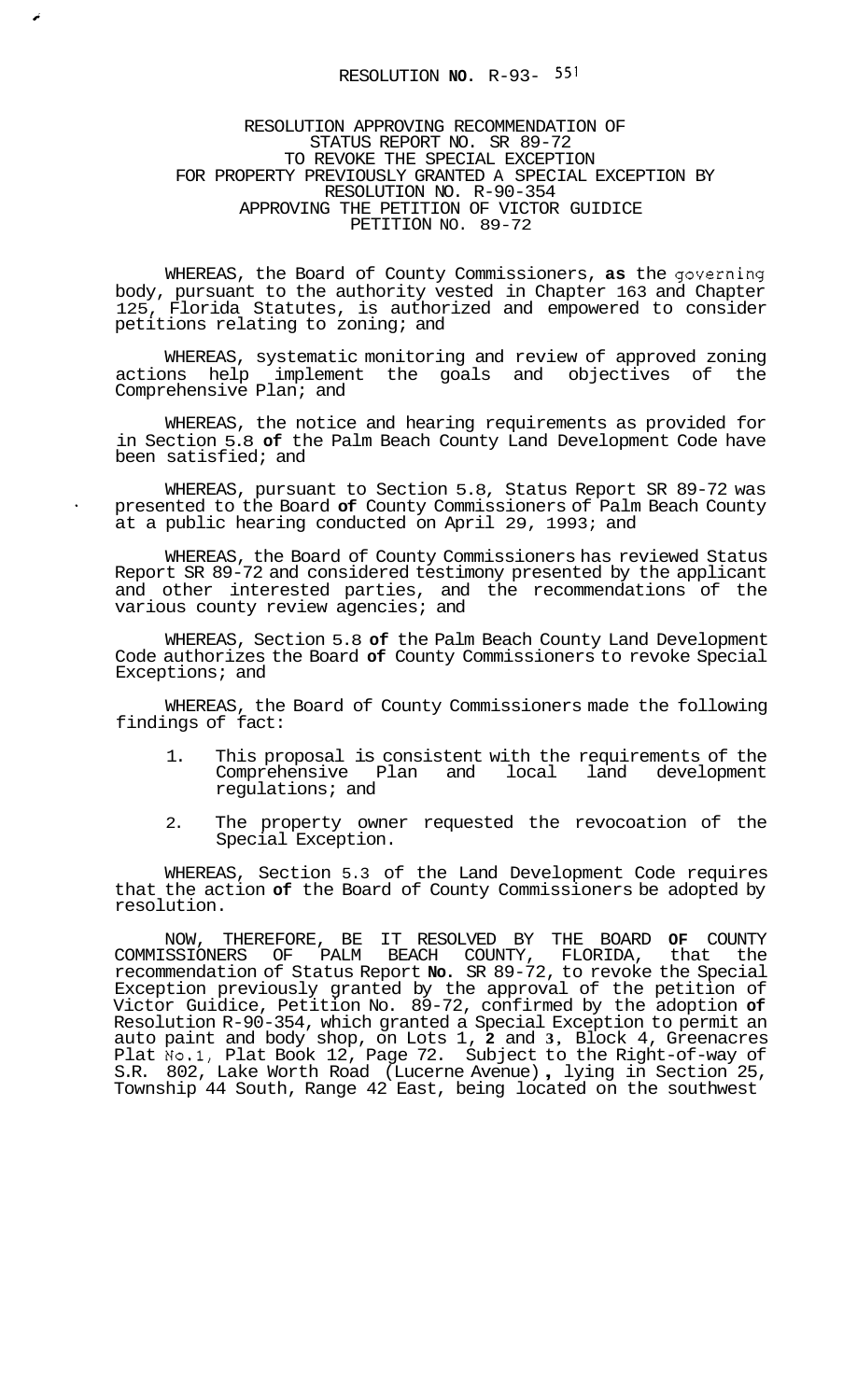RESOLUTION **NO.** R-93- 551

RESOLUTION APPROVING RECOMMENDATION OF STATUS REPORT NO. SR 89-72 TO REVOKE THE SPECIAL EXCEPTION FOR PROPERTY PREVIOUSLY GRANTED A SPECIAL EXCEPTION BY RESOLUTION NO. R-90-354 APPROVING THE PETITION OF VICTOR GUIDICE PETITION NO. 89-72

WHEREAS, the Board of County Commissioners, **as** the governing body, pursuant to the authority vested in Chapter 163 and Chapter 125, Florida Statutes, is authorized and empowered to consider petitions relating to zoning; and

WHEREAS, systematic monitoring and review of approved zoning actions help implement the goals and objectives of the Comprehensive Plan; and

WHEREAS, the notice and hearing requirements as provided for in Section 5.8 **of** the Palm Beach County Land Development Code have been satisfied; and

WHEREAS, pursuant to Section 5.8, Status Report SR 89-72 was presented to the Board **of** County Commissioners of Palm Beach County at a public hearing conducted on April 29, 1993; and

WHEREAS, the Board of County Commissioners has reviewed Status Report SR 89-72 and considered testimony presented by the applicant and other interested parties, and the recommendations of the various county review agencies; and

WHEREAS, Section 5.8 **of** the Palm Beach County Land Development Code authorizes the Board **of** County Commissioners to revoke Special Exceptions; and

WHEREAS, the Board of County Commissioners made the following findings of fact:

1. This proposal is consistent with the requirements of the Comprehensive Plan and local land development regulations; and
2. The property owner requested the revocoation of the Special Exception.

WHEREAS, Section 5.3 of the Land Development Code requires that the action **of** the Board of County Commissioners be adopted by resolution.

NOW, THEREFORE, BE IT RESOLVED BY THE BOARD **OF** COUNTY COMMISSIONERS OF PALM BEACH COUNTY, FLORIDA, that the recommendation of Status Report **No.** SR 89-72, to revoke the Special Exception previously granted by the approval of the petition of Victor Guidice, Petition No. 89-72, confirmed by the adoption **of** Resolution R-90-354, which granted a Special Exception to permit an auto paint and body shop, on Lots 1, **2** and **3**, Block 4, Greenacres Plat No.1, Plat Book 12, Page 72. Subject to the Right-of-way of S.R. 802, Lake Worth Road (Lucerne Avenue)**,** lying in Section 25, Township 44 South, Range 42 East, being located on the southwest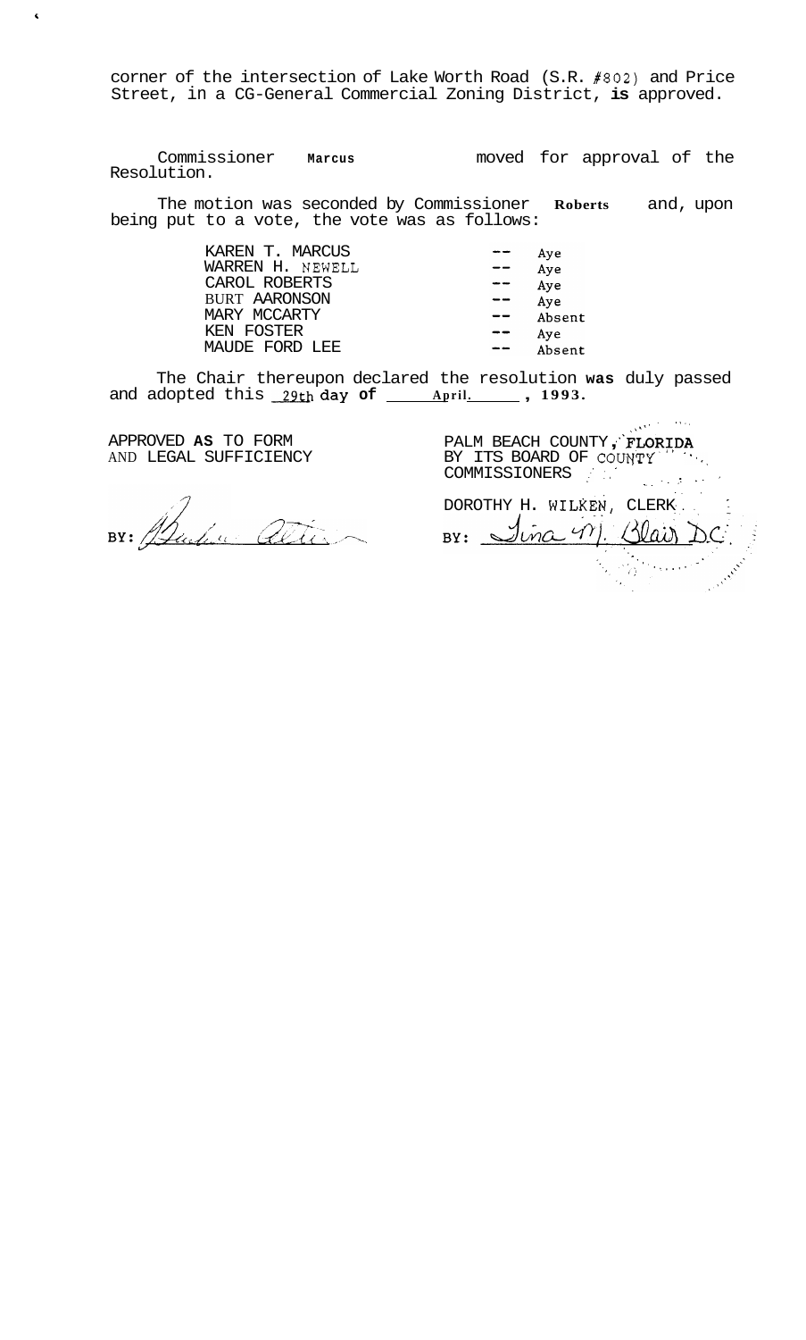corner of the intersection of Lake Worth Road (S.R. #802) and Price Street, in a CG-General Commercial Zoning District, **is** approved.

Commissioner **Marcus** moved for approval of the Resolution.

The motion was seconded by Commissioner **Roberts** and, upon being put to a vote, the vote was as follows:

| | | |
|---|---|---|
| KAREN T. MARCUS | -- | Aye |
| WARREN H. NEWELL | -- | Aye |
| CAROL ROBERTS | -- | Aye |
| BURT AARONSON | -- | Aye |
| MARY MCCARTY | -- | Absent |
| KEN FOSTER | -- | Aye |
| MAUDE FORD LEE | -- | Absent |

The Chair thereupon declared the resolution was duly passed and adopted this 29th day of April, 1993.

APPROVED **AS** TO FORM
AND LEGAL SUFFICIENCY

BY: Barbara Alterman

PALM BEACH COUNTY, FLORIDA
BY ITS BOARD OF COUNTY
COMMISSIONERS

DOROTHY H. WILKEN, CLERK

BY: Tina M. Blair D.C.